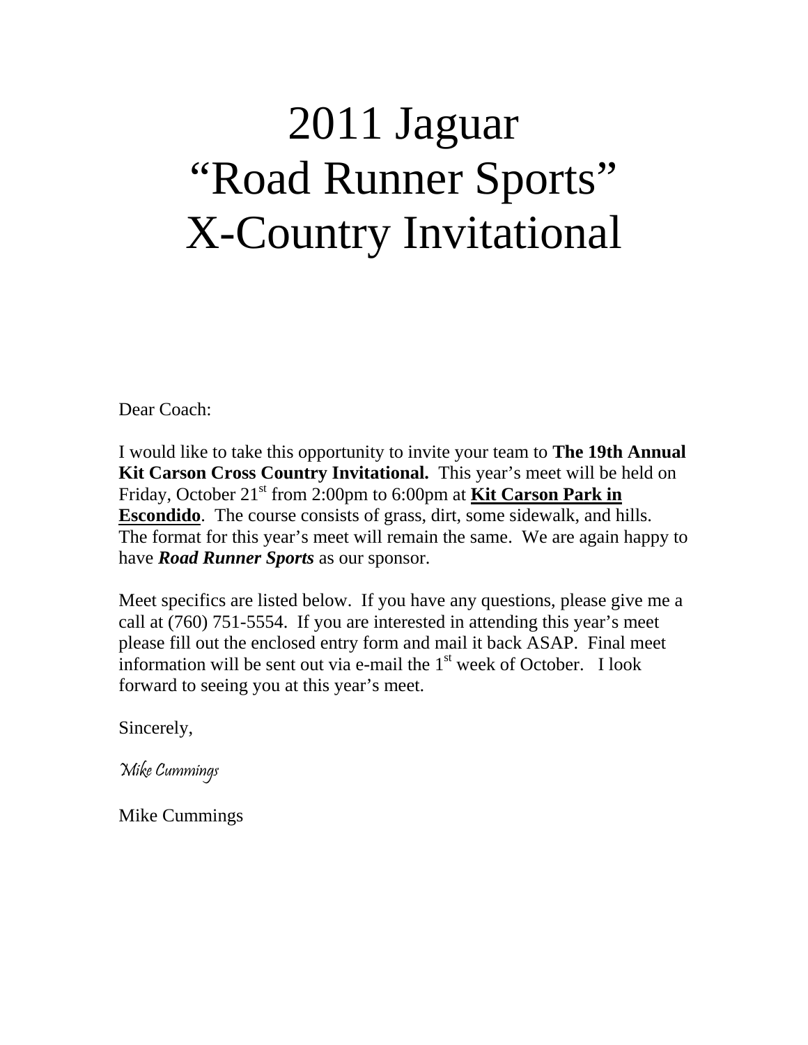# 2011 Jaguar
# "Road Runner Sports"
# X-Country Invitational

Dear Coach:

I would like to take this opportunity to invite your team to **The 19th Annual Kit Carson Cross Country Invitational.** This year's meet will be held on Friday, October 21st from 2:00pm to 6:00pm at **Kit Carson Park in Escondido**. The course consists of grass, dirt, some sidewalk, and hills. The format for this year's meet will remain the same. We are again happy to have ***Road Runner Sports*** as our sponsor.

Meet specifics are listed below. If you have any questions, please give me a call at (760) 751-5554. If you are interested in attending this year's meet please fill out the enclosed entry form and mail it back ASAP. Final meet information will be sent out via e-mail the 1st week of October. I look forward to seeing you at this year's meet.

Sincerely,

*Mike Cummings*

Mike Cummings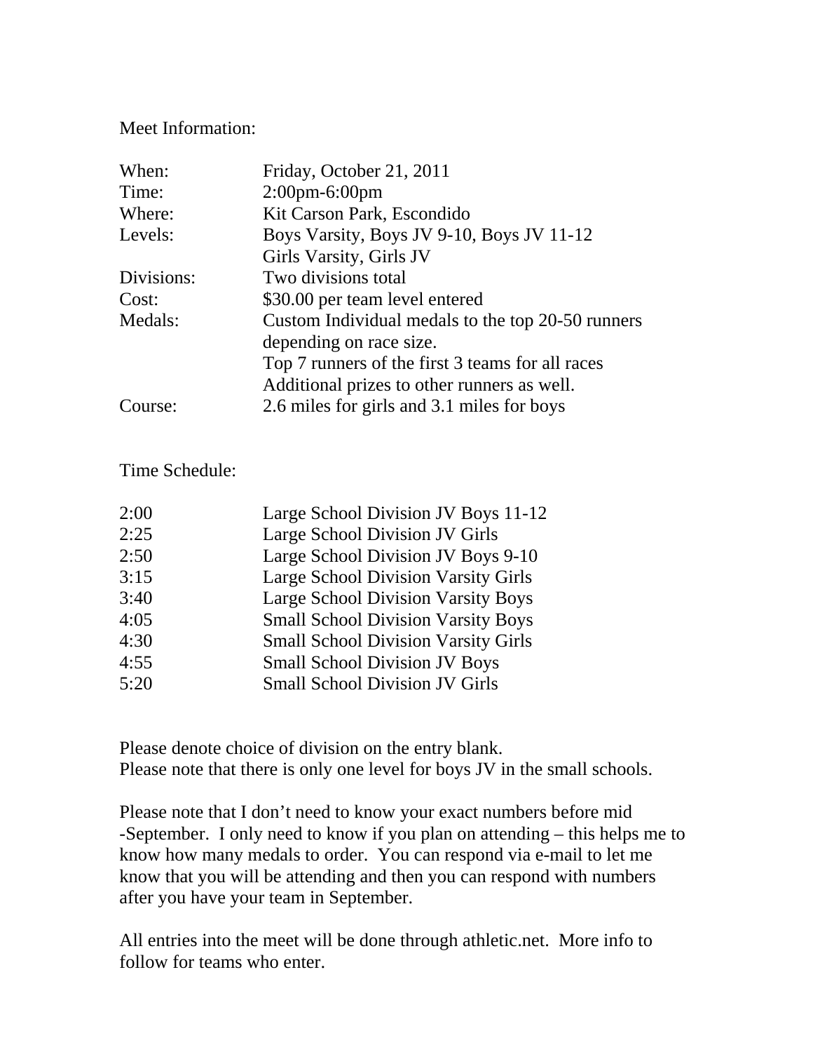Meet Information:

| | |
|---|---|
| When: | Friday, October 21, 2011 |
| Time: | 2:00pm-6:00pm |
| Where: | Kit Carson Park, Escondido |
| Levels: | Boys Varsity, Boys JV 9-10, Boys JV 11-12<br>Girls Varsity, Girls JV |
| Divisions: | Two divisions total |
| Cost: | $30.00 per team level entered |
| Medals: | Custom Individual medals to the top 20-50 runners depending on race size.<br>Top 7 runners of the first 3 teams for all races<br>Additional prizes to other runners as well. |
| Course: | 2.6 miles for girls and 3.1 miles for boys |

Time Schedule:

| | |
|---|---|
| 2:00 | Large School Division JV Boys 11-12 |
| 2:25 | Large School Division JV Girls |
| 2:50 | Large School Division JV Boys 9-10 |
| 3:15 | Large School Division Varsity Girls |
| 3:40 | Large School Division Varsity Boys |
| 4:05 | Small School Division Varsity Boys |
| 4:30 | Small School Division Varsity Girls |
| 4:55 | Small School Division JV Boys |
| 5:20 | Small School Division JV Girls |

Please denote choice of division on the entry blank.
Please note that there is only one level for boys JV in the small schools.

Please note that I don't need to know your exact numbers before mid -September. I only need to know if you plan on attending – this helps me to know how many medals to order. You can respond via e-mail to let me know that you will be attending and then you can respond with numbers after you have your team in September.

All entries into the meet will be done through athletic.net. More info to follow for teams who enter.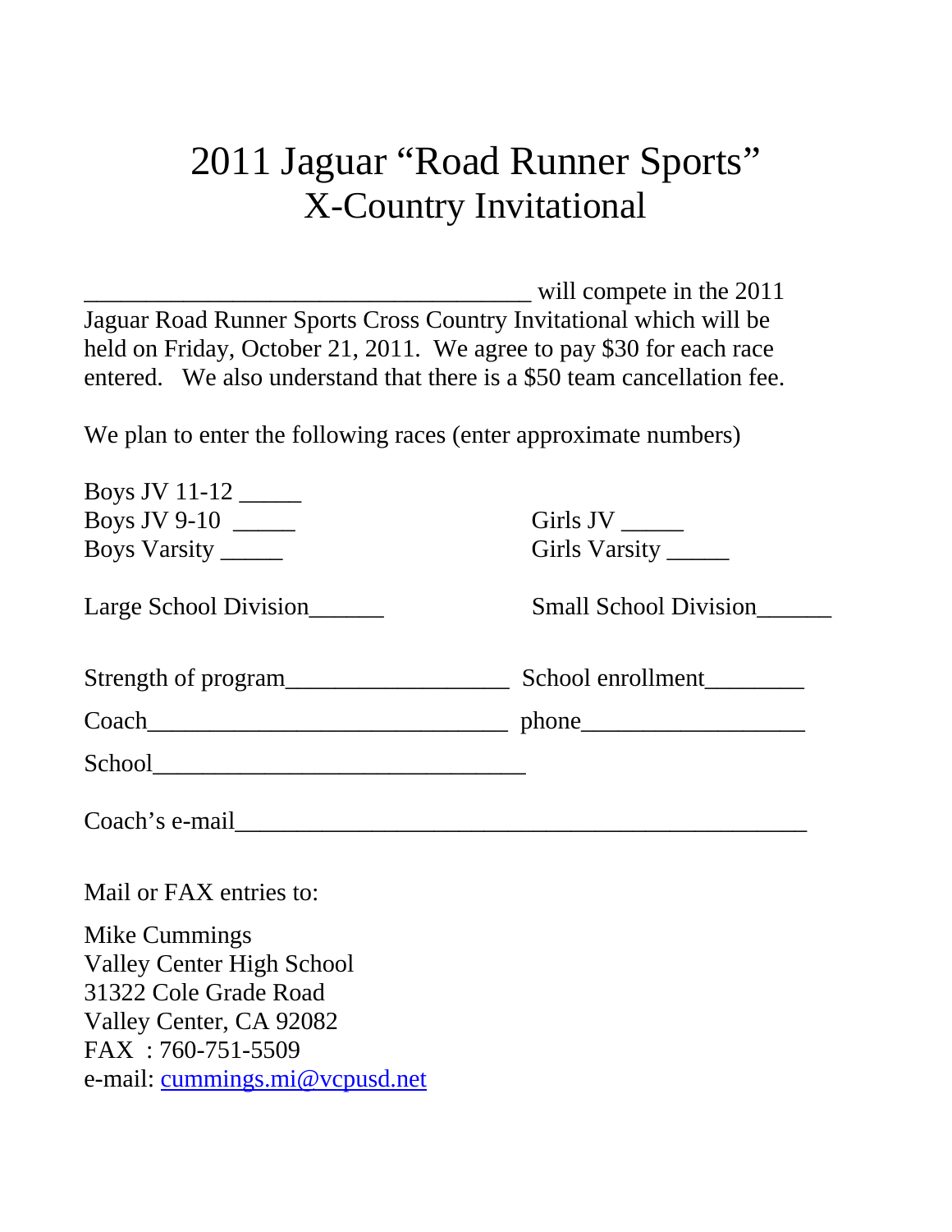# 2011 Jaguar "Road Runner Sports" X-Country Invitational

____________________________________ will compete in the 2011 Jaguar Road Runner Sports Cross Country Invitational which will be held on Friday, October 21, 2011. We agree to pay $30 for each race entered. We also understand that there is a $50 team cancellation fee.

We plan to enter the following races (enter approximate numbers)

Boys JV 11-12 _____

Boys JV 9-10 _____ Girls JV _____

Boys Varsity _____ Girls Varsity _____

Large School Division______ Small School Division______

Strength of program__________________ School enrollment________

Coach______________________________ phone__________________

School_______________________________

Coach's e-mail_______________________________________________

Mail or FAX entries to:

Mike Cummings
Valley Center High School
31322 Cole Grade Road
Valley Center, CA 92082
FAX : 760-751-5509
e-mail: cummings.mi@vcpusd.net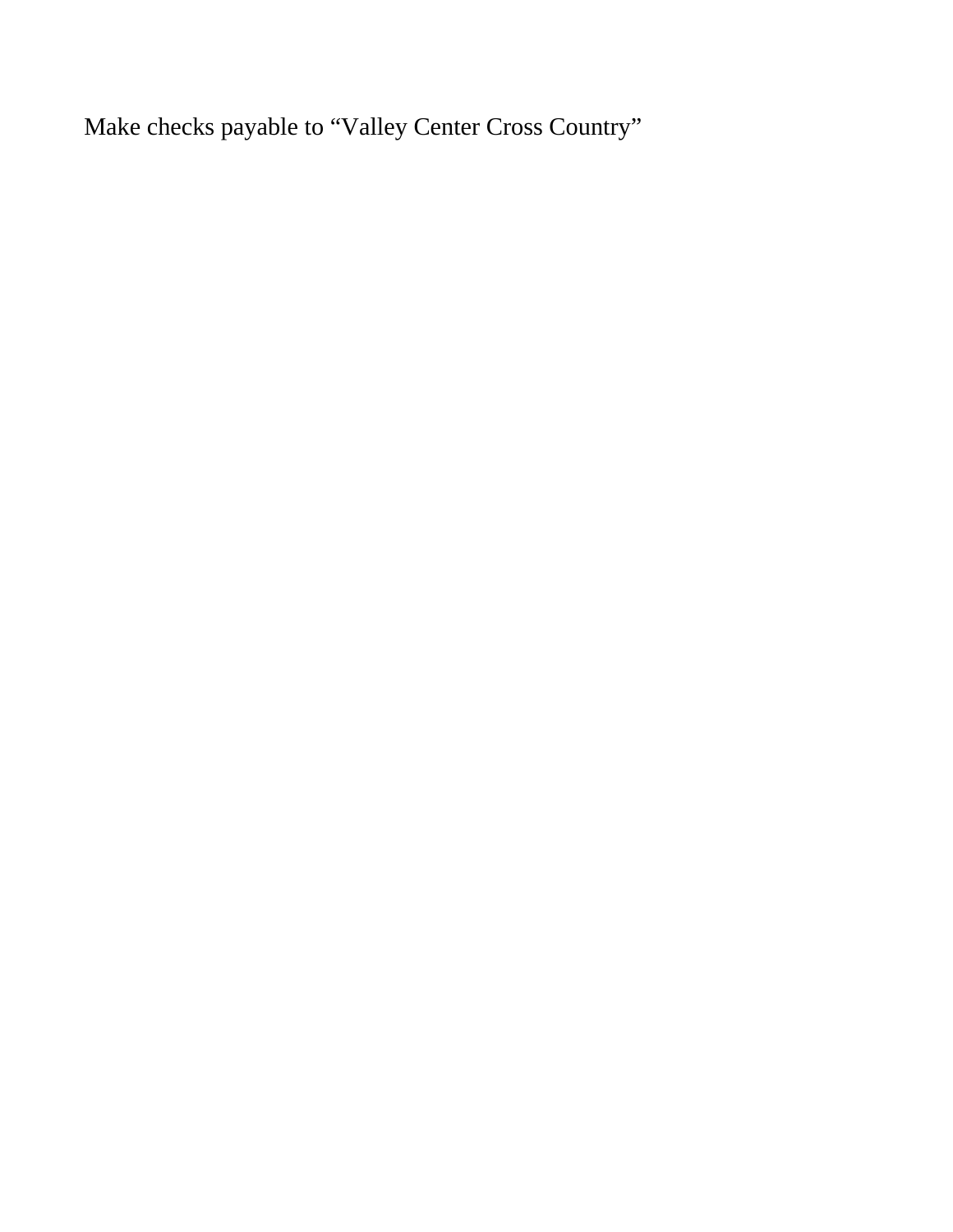Make checks payable to “Valley Center Cross Country”